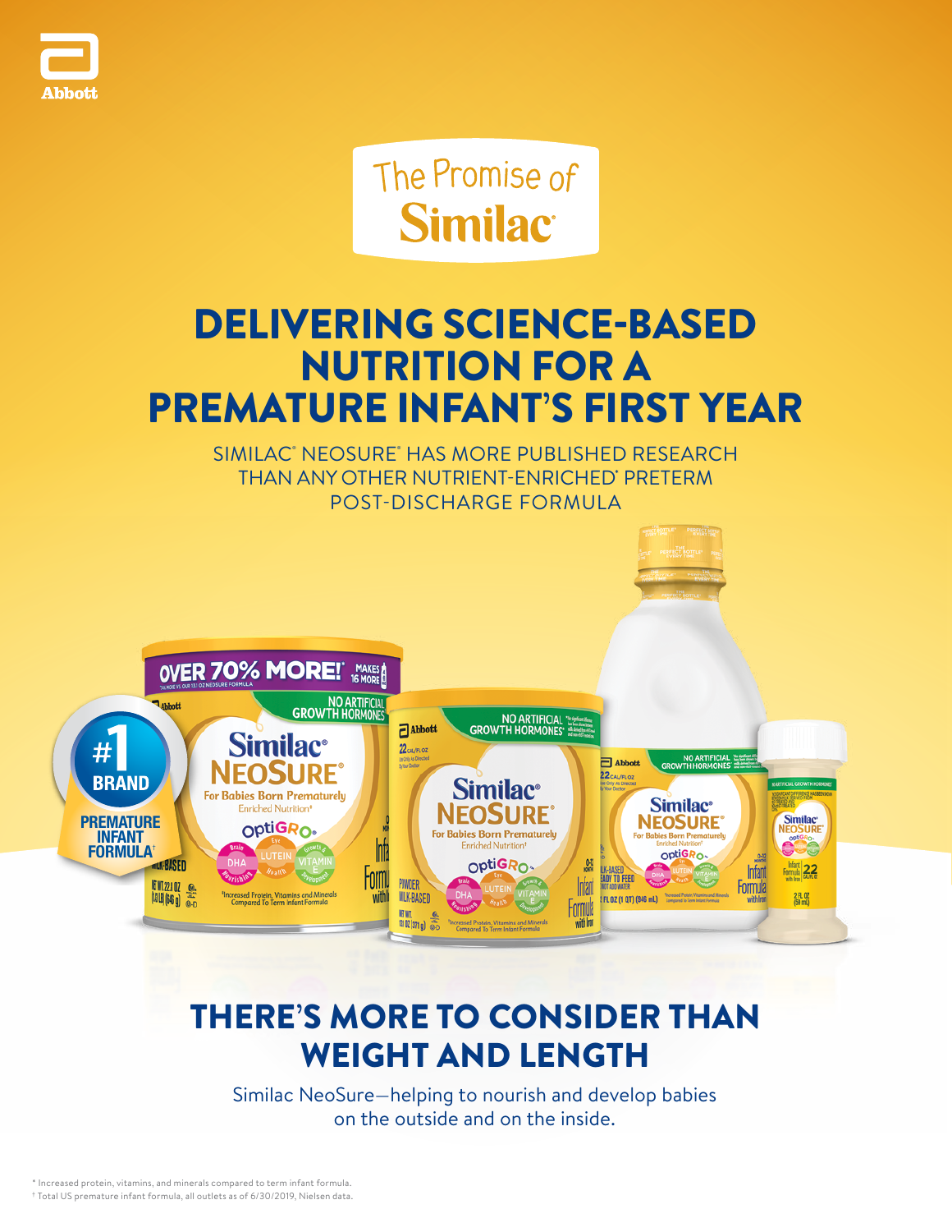Abbott

The Promise of **Similac**

# DELIVERING SCIENCE-BASED NUTRITION FOR A PREMATURE INFANT'S FIRST YEAR

SIMILAC® NEOSURE® HAS MORE PUBLISHED RESEARCH THAN ANY OTHER NUTRIENT-ENRICHED* PRETERM POST-DISCHARGE FORMULA

#1 BRAND PREMATURE INFANT FORMULA†

## THERE'S MORE TO CONSIDER THAN WEIGHT AND LENGTH

Similac NeoSure—helping to nourish and develop babies on the outside and on the inside.

\* Increased protein, vitamins, and minerals compared to term infant formula.
† Total US premature infant formula, all outlets as of 6/30/2019, Nielsen data.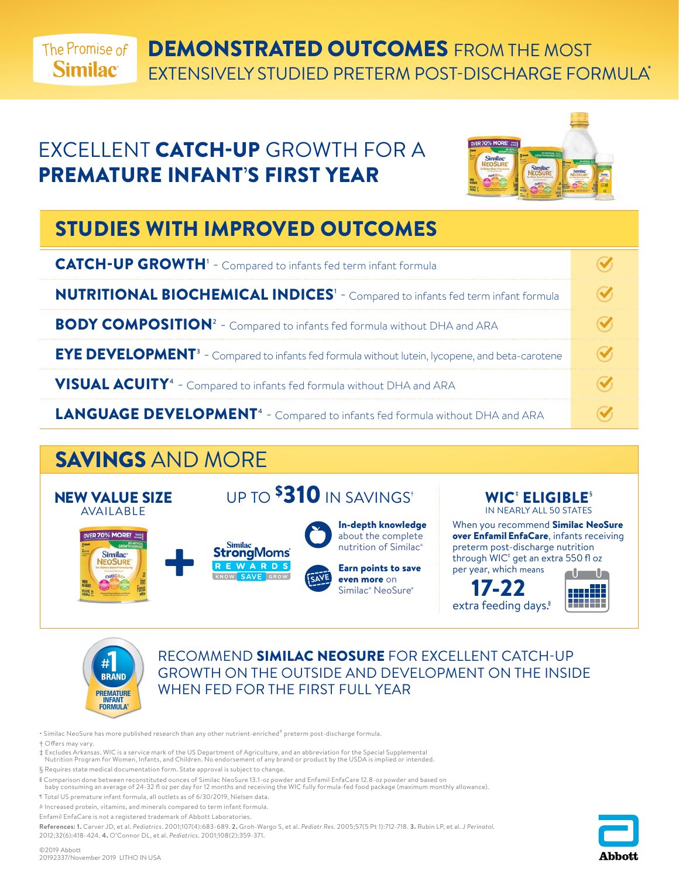The Promise of Similac

# DEMONSTRATED OUTCOMES FROM THE MOST EXTENSIVELY STUDIED PRETERM POST-DISCHARGE FORMULA*

## EXCELLENT **CATCH-UP** GROWTH FOR A **PREMATURE INFANT'S FIRST YEAR**

## STUDIES WITH IMPROVED OUTCOMES

| | |
|---|---|
| **CATCH-UP GROWTH**[1] - Compared to infants fed term infant formula | ✓ |
| **NUTRITIONAL BIOCHEMICAL INDICES**[1] - Compared to infants fed term infant formula | ✓ |
| **BODY COMPOSITION**[2] - Compared to infants fed formula without DHA and ARA | ✓ |
| **EYE DEVELOPMENT**[3] - Compared to infants fed formula without lutein, lycopene, and beta-carotene | ✓ |
| **VISUAL ACUITY**[4] - Compared to infants fed formula without DHA and ARA | ✓ |
| **LANGUAGE DEVELOPMENT**[4] - Compared to infants fed formula without DHA and ARA | ✓ |

## SAVINGS AND MORE

**NEW VALUE SIZE** AVAILABLE

UP TO **$310** IN SAVINGS†

Similac StrongMoms REWARDS — KNOW SAVE GROW

**In-depth knowledge** about the complete nutrition of Similac®

**Earn points to save even more** on Similac® NeoSure®

**WIC‡ ELIGIBLE§**
IN NEARLY ALL 50 STATES

When you recommend **Similac NeoSure over Enfamil EnfaCare**, infants receiving preterm post-discharge nutrition through WIC‡ get an extra 550 fl oz per year, which means

**17-22** extra feeding days.‖

#1 BRAND PREMATURE INFANT FORMULA¶

RECOMMEND **SIMILAC NEOSURE** FOR EXCELLENT CATCH-UP GROWTH ON THE OUTSIDE AND DEVELOPMENT ON THE INSIDE WHEN FED FOR THE FIRST FULL YEAR

\* Similac NeoSure has more published research than any other nutrient-enriched# preterm post-discharge formula.

† Offers may vary.

‡ Excludes Arkansas. WIC is a service mark of the US Department of Agriculture, and an abbreviation for the Special Supplemental Nutrition Program for Women, Infants, and Children. No endorsement of any brand or product by the USDA is implied or intended.

§ Requires state medical documentation form. State approval is subject to change.

‖ Comparison done between reconstituted ounces of Similac NeoSure 13.1-oz powder and Enfamil EnfaCare 12.8-oz powder and based on baby consuming an average of 24-32 fl oz per day for 12 months and receiving the WIC fully formula-fed food package (maximum monthly allowance).

¶ Total US premature infant formula, all outlets as of 6/30/2019, Nielsen data.

\# Increased protein, vitamins, and minerals compared to term infant formula.

Enfamil EnfaCare is not a registered trademark of Abbott Laboratories.

**References: 1.** Carver JD, et al. *Pediatrics.* 2001;107(4):683-689. **2.** Groh-Wargo S, et al. *Pediatr Res.* 2005;57(5 Pt 1):712-718. **3.** Rubin LP, et al. *J Perinatol.* 2012;32(6):418-424. **4.** O'Connor DL, et al. *Pediatrics.* 2001;108(2):359-371.

©2019 Abbott
20192337/November 2019 LITHO IN USA

Abbott